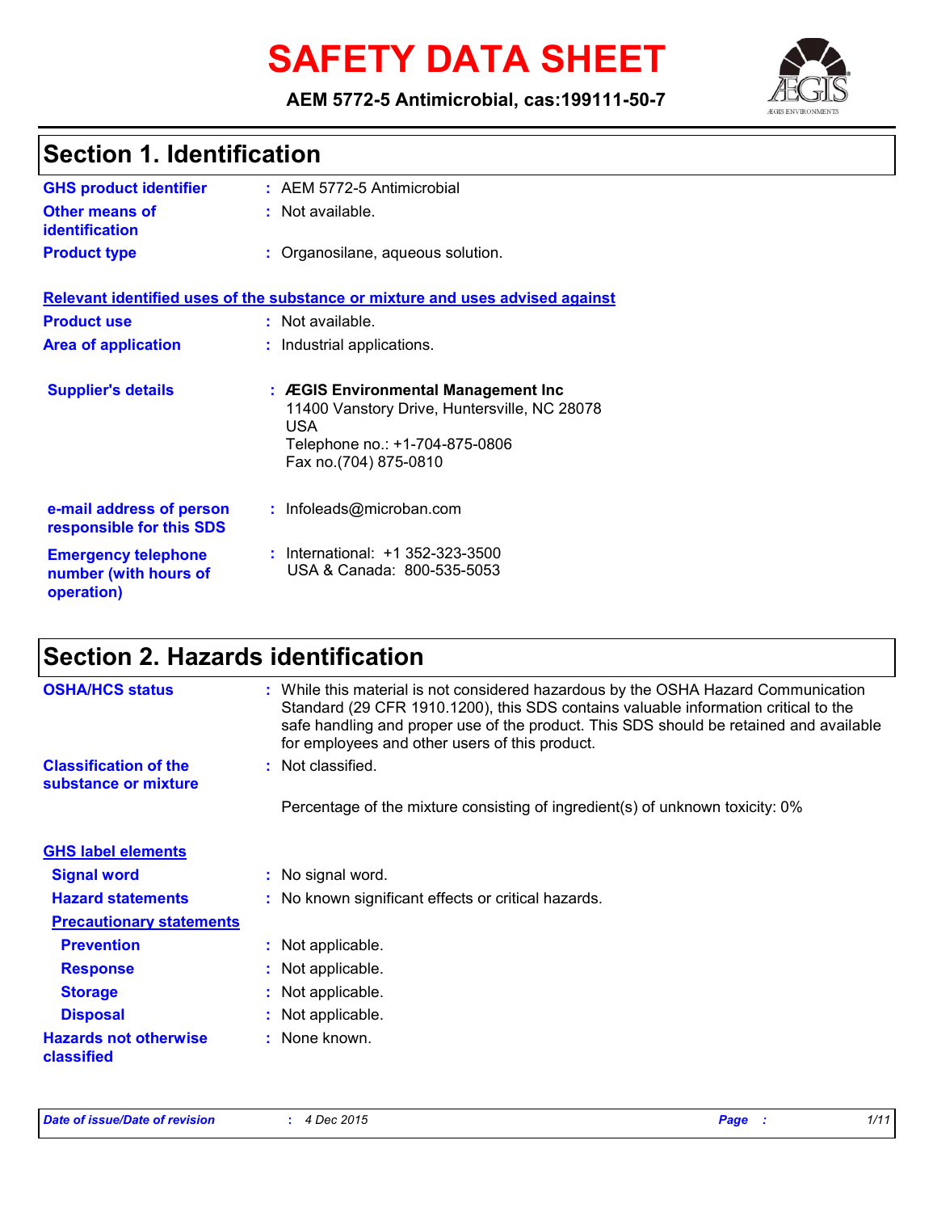# SAFETY DATA SHEET

**AEM 5772-5 Antimicrobial, cas:199111-50-7**

## Section 1. Identification

**GHS product identifier** : AEM 5772-5 Antimicrobial

**Other means of identification** : Not available.

**Product type** : Organosilane, aqueous solution.

**Relevant identified uses of the substance or mixture and uses advised against**

**Product use** : Not available.

**Area of application** : Industrial applications.

**Supplier's details** : **ÆGIS Environmental Management Inc**
11400 Vanstory Drive, Huntersville, NC 28078
USA
Telephone no.: +1-704-875-0806
Fax no.(704) 875-0810

**e-mail address of person responsible for this SDS** : Infoleads@microban.com

**Emergency telephone number (with hours of operation)** : International: +1 352-323-3500
USA & Canada: 800-535-5053

## Section 2. Hazards identification

**OSHA/HCS status** : While this material is not considered hazardous by the OSHA Hazard Communication Standard (29 CFR 1910.1200), this SDS contains valuable information critical to the safe handling and proper use of the product. This SDS should be retained and available for employees and other users of this product.

**Classification of the substance or mixture** : Not classified.

Percentage of the mixture consisting of ingredient(s) of unknown toxicity: 0%

**GHS label elements**

**Signal word** : No signal word.

**Hazard statements** : No known significant effects or critical hazards.

**Precautionary statements**

**Prevention** : Not applicable.

**Response** : Not applicable.

**Storage** : Not applicable.

**Disposal** : Not applicable.

**Hazards not otherwise classified** : None known.

*Date of issue/Date of revision* : *4 Dec 2015*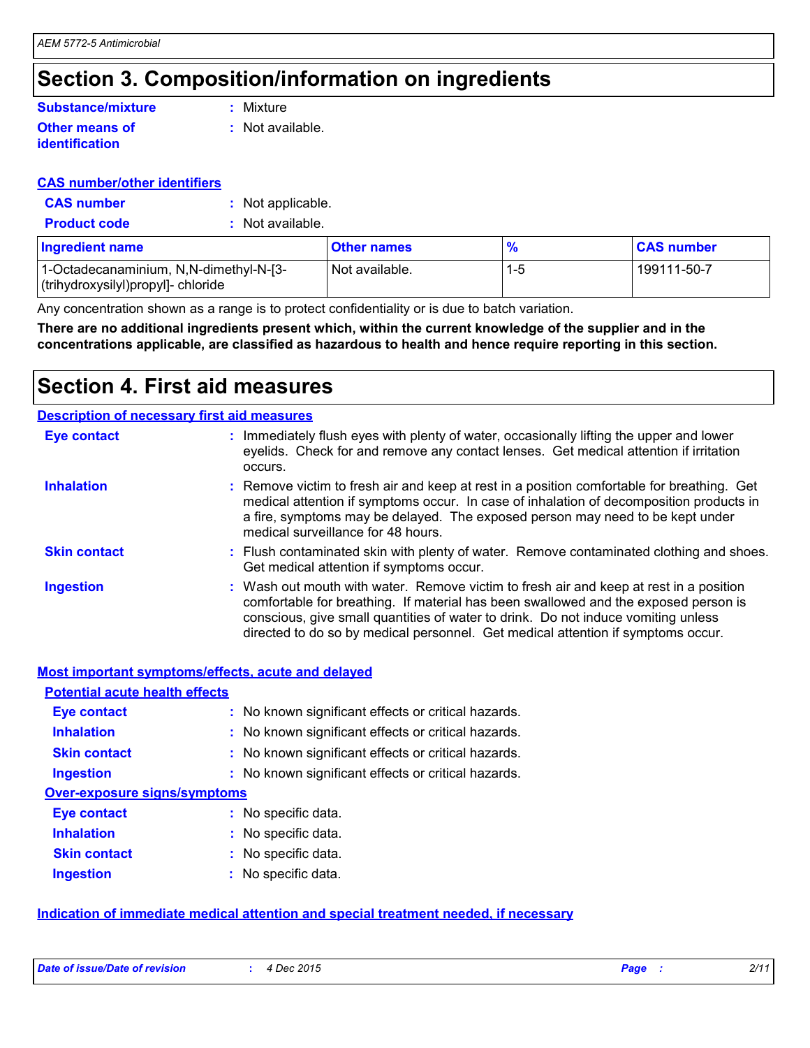## Section 3. Composition/information on ingredients

**Substance/mixture** : Mixture

**Other means of identification** : Not available.

**CAS number/other identifiers**

**CAS number** : Not applicable.

**Product code** : Not available.

| Ingredient name | Other names | % | CAS number |
|---|---|---|---|
| 1-Octadecanaminium, N,N-dimethyl-N-[3-(trihydroxysilyl)propyl]- chloride | Not available. | 1-5 | 199111-50-7 |

Any concentration shown as a range is to protect confidentiality or is due to batch variation.

**There are no additional ingredients present which, within the current knowledge of the supplier and in the concentrations applicable, are classified as hazardous to health and hence require reporting in this section.**

## Section 4. First aid measures

**Description of necessary first aid measures**

**Eye contact** : Immediately flush eyes with plenty of water, occasionally lifting the upper and lower eyelids. Check for and remove any contact lenses. Get medical attention if irritation occurs.

**Inhalation** : Remove victim to fresh air and keep at rest in a position comfortable for breathing. Get medical attention if symptoms occur. In case of inhalation of decomposition products in a fire, symptoms may be delayed. The exposed person may need to be kept under medical surveillance for 48 hours.

**Skin contact** : Flush contaminated skin with plenty of water. Remove contaminated clothing and shoes. Get medical attention if symptoms occur.

**Ingestion** : Wash out mouth with water. Remove victim to fresh air and keep at rest in a position comfortable for breathing. If material has been swallowed and the exposed person is conscious, give small quantities of water to drink. Do not induce vomiting unless directed to do so by medical personnel. Get medical attention if symptoms occur.

**Most important symptoms/effects, acute and delayed**

**Potential acute health effects**

**Eye contact** : No known significant effects or critical hazards.

**Inhalation** : No known significant effects or critical hazards.

**Skin contact** : No known significant effects or critical hazards.

**Ingestion** : No known significant effects or critical hazards.

**Over-exposure signs/symptoms**

**Eye contact** : No specific data.

**Inhalation** : No specific data.

**Skin contact** : No specific data.

**Ingestion** : No specific data.

**Indication of immediate medical attention and special treatment needed, if necessary**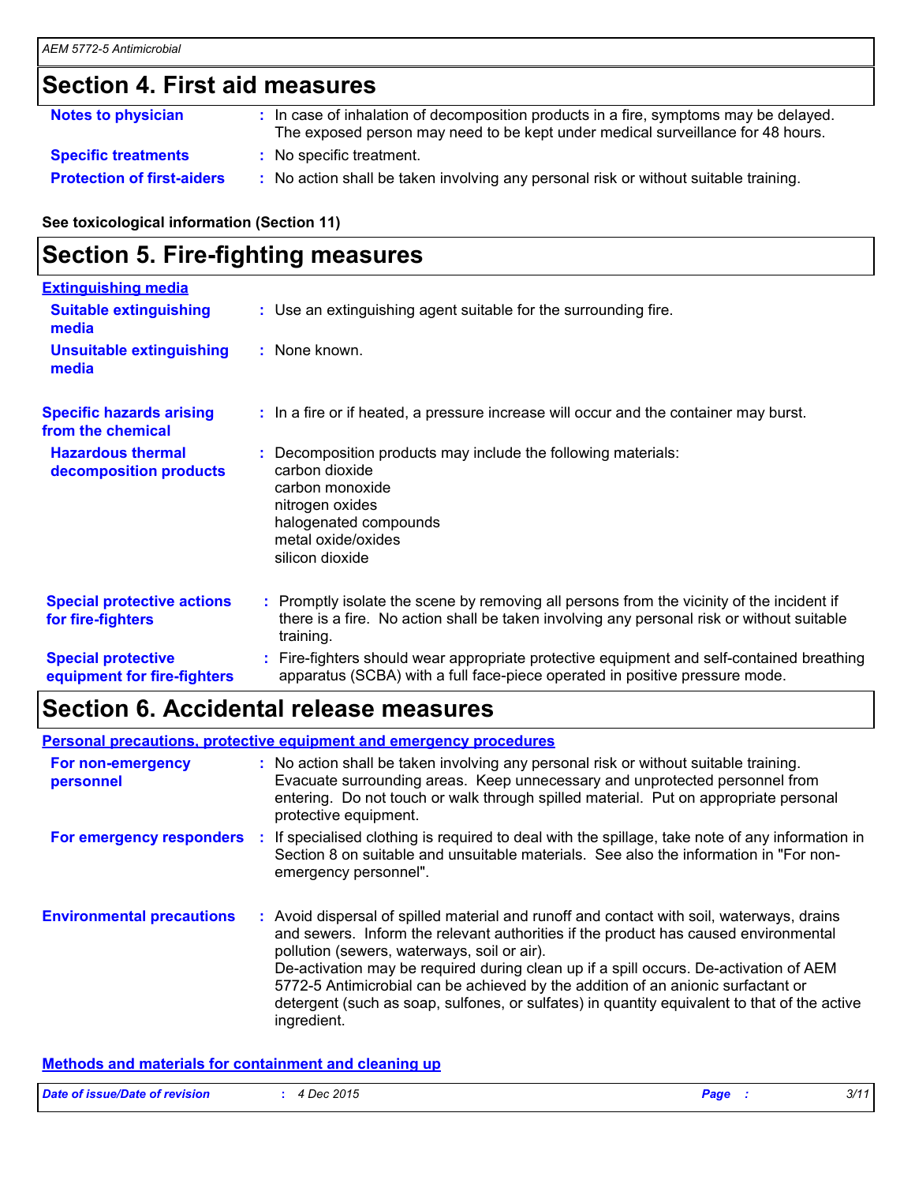## Section 4. First aid measures

**Notes to physician** : In case of inhalation of decomposition products in a fire, symptoms may be delayed. The exposed person may need to be kept under medical surveillance for 48 hours.

**Specific treatments** : No specific treatment.

**Protection of first-aiders** : No action shall be taken involving any personal risk or without suitable training.

**See toxicological information (Section 11)**

## Section 5. Fire-fighting measures

### Extinguishing media

**Suitable extinguishing media** : Use an extinguishing agent suitable for the surrounding fire.

**Unsuitable extinguishing media** : None known.

**Specific hazards arising from the chemical** : In a fire or if heated, a pressure increase will occur and the container may burst.

**Hazardous thermal decomposition products** : Decomposition products may include the following materials:
carbon dioxide
carbon monoxide
nitrogen oxides
halogenated compounds
metal oxide/oxides
silicon dioxide

**Special protective actions for fire-fighters** : Promptly isolate the scene by removing all persons from the vicinity of the incident if there is a fire. No action shall be taken involving any personal risk or without suitable training.

**Special protective equipment for fire-fighters** : Fire-fighters should wear appropriate protective equipment and self-contained breathing apparatus (SCBA) with a full face-piece operated in positive pressure mode.

## Section 6. Accidental release measures

### Personal precautions, protective equipment and emergency procedures

**For non-emergency personnel** : No action shall be taken involving any personal risk or without suitable training. Evacuate surrounding areas. Keep unnecessary and unprotected personnel from entering. Do not touch or walk through spilled material. Put on appropriate personal protective equipment.

**For emergency responders** : If specialised clothing is required to deal with the spillage, take note of any information in Section 8 on suitable and unsuitable materials. See also the information in "For non-emergency personnel".

**Environmental precautions** : Avoid dispersal of spilled material and runoff and contact with soil, waterways, drains and sewers. Inform the relevant authorities if the product has caused environmental pollution (sewers, waterways, soil or air).
De-activation may be required during clean up if a spill occurs. De-activation of AEM 5772-5 Antimicrobial can be achieved by the addition of an anionic surfactant or detergent (such as soap, sulfones, or sulfates) in quantity equivalent to that of the active ingredient.

### Methods and materials for containment and cleaning up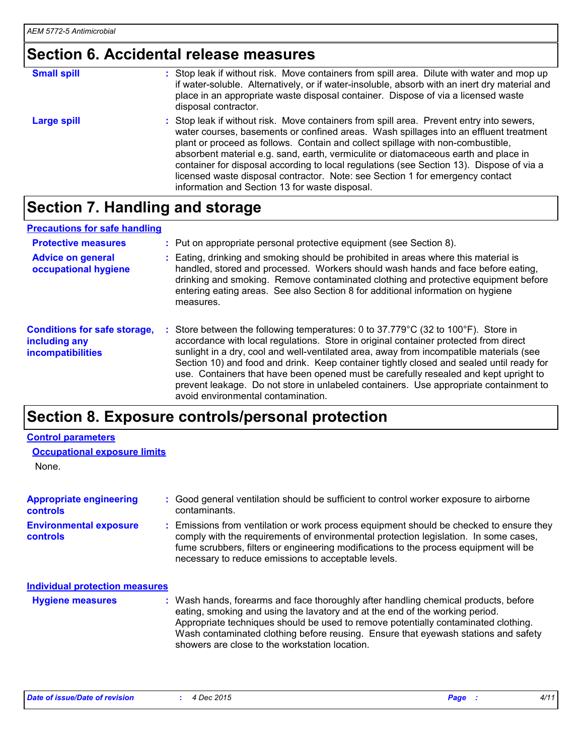## Section 6. Accidental release measures

**Small spill** : Stop leak if without risk. Move containers from spill area. Dilute with water and mop up if water-soluble. Alternatively, or if water-insoluble, absorb with an inert dry material and place in an appropriate waste disposal container. Dispose of via a licensed waste disposal contractor.

**Large spill** : Stop leak if without risk. Move containers from spill area. Prevent entry into sewers, water courses, basements or confined areas. Wash spillages into an effluent treatment plant or proceed as follows. Contain and collect spillage with non-combustible, absorbent material e.g. sand, earth, vermiculite or diatomaceous earth and place in container for disposal according to local regulations (see Section 13). Dispose of via a licensed waste disposal contractor. Note: see Section 1 for emergency contact information and Section 13 for waste disposal.

## Section 7. Handling and storage

### Precautions for safe handling

**Protective measures** : Put on appropriate personal protective equipment (see Section 8).

**Advice on general occupational hygiene** : Eating, drinking and smoking should be prohibited in areas where this material is handled, stored and processed. Workers should wash hands and face before eating, drinking and smoking. Remove contaminated clothing and protective equipment before entering eating areas. See also Section 8 for additional information on hygiene measures.

**Conditions for safe storage, including any incompatibilities** : Store between the following temperatures: 0 to 37.779°C (32 to 100°F). Store in accordance with local regulations. Store in original container protected from direct sunlight in a dry, cool and well-ventilated area, away from incompatible materials (see Section 10) and food and drink. Keep container tightly closed and sealed until ready for use. Containers that have been opened must be carefully resealed and kept upright to prevent leakage. Do not store in unlabeled containers. Use appropriate containment to avoid environmental contamination.

## Section 8. Exposure controls/personal protection

### Control parameters

#### Occupational exposure limits

None.

**Appropriate engineering controls** : Good general ventilation should be sufficient to control worker exposure to airborne contaminants.

**Environmental exposure controls** : Emissions from ventilation or work process equipment should be checked to ensure they comply with the requirements of environmental protection legislation. In some cases, fume scrubbers, filters or engineering modifications to the process equipment will be necessary to reduce emissions to acceptable levels.

### Individual protection measures

**Hygiene measures** : Wash hands, forearms and face thoroughly after handling chemical products, before eating, smoking and using the lavatory and at the end of the working period. Appropriate techniques should be used to remove potentially contaminated clothing. Wash contaminated clothing before reusing. Ensure that eyewash stations and safety showers are close to the workstation location.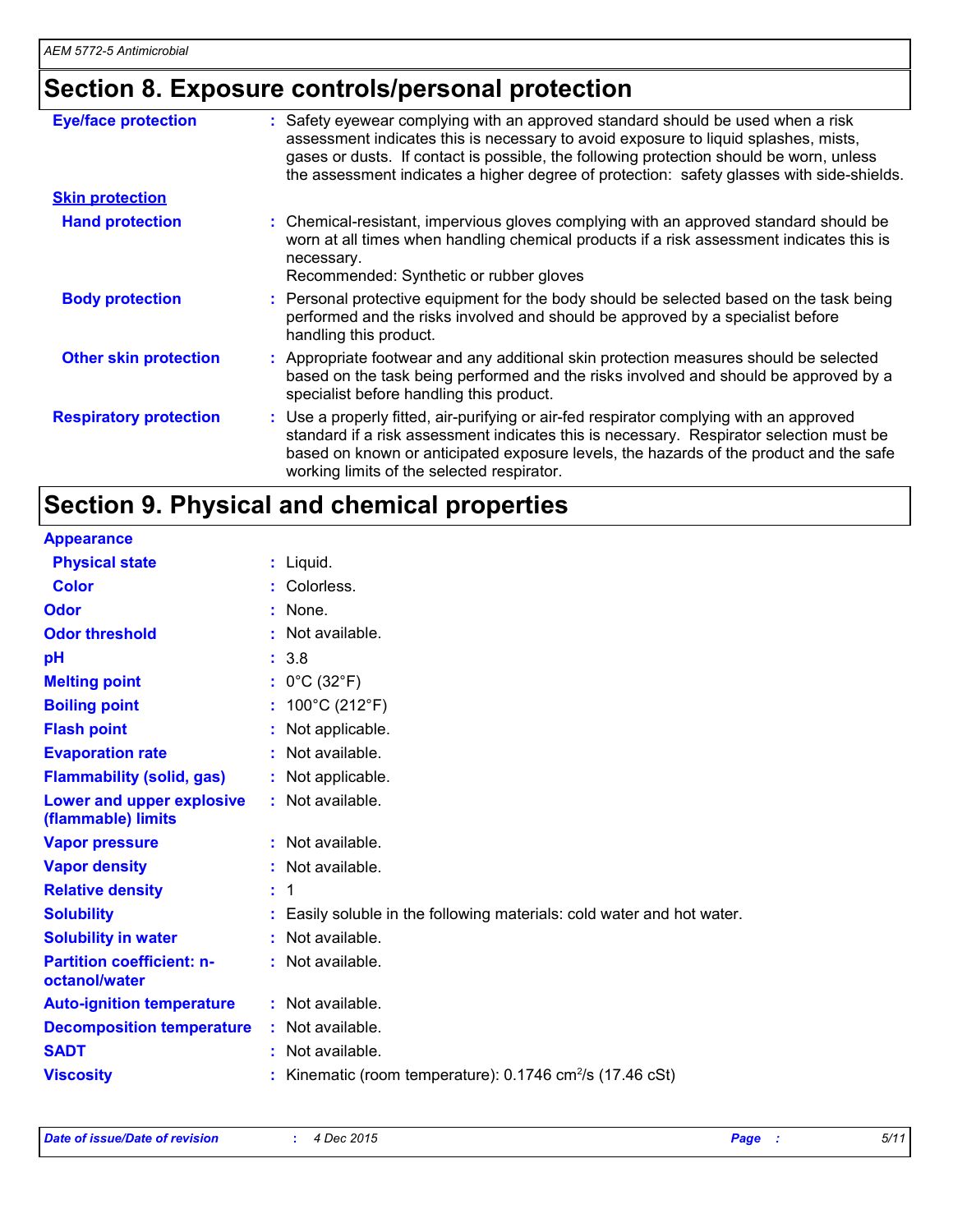## Section 8. Exposure controls/personal protection

**Eye/face protection** : Safety eyewear complying with an approved standard should be used when a risk assessment indicates this is necessary to avoid exposure to liquid splashes, mists, gases or dusts. If contact is possible, the following protection should be worn, unless the assessment indicates a higher degree of protection: safety glasses with side-shields.

**Skin protection**

**Hand protection** : Chemical-resistant, impervious gloves complying with an approved standard should be worn at all times when handling chemical products if a risk assessment indicates this is necessary.
Recommended: Synthetic or rubber gloves

**Body protection** : Personal protective equipment for the body should be selected based on the task being performed and the risks involved and should be approved by a specialist before handling this product.

**Other skin protection** : Appropriate footwear and any additional skin protection measures should be selected based on the task being performed and the risks involved and should be approved by a specialist before handling this product.

**Respiratory protection** : Use a properly fitted, air-purifying or air-fed respirator complying with an approved standard if a risk assessment indicates this is necessary. Respirator selection must be based on known or anticipated exposure levels, the hazards of the product and the safe working limits of the selected respirator.

## Section 9. Physical and chemical properties

**Appearance**

**Physical state** : Liquid.

**Color** : Colorless.

**Odor** : None.

**Odor threshold** : Not available.

**pH** : 3.8

**Melting point** : 0°C (32°F)

**Boiling point** : 100°C (212°F)

**Flash point** : Not applicable.

**Evaporation rate** : Not available.

**Flammability (solid, gas)** : Not applicable.

**Lower and upper explosive (flammable) limits** : Not available.

**Vapor pressure** : Not available.

**Vapor density** : Not available.

**Relative density** : 1

**Solubility** : Easily soluble in the following materials: cold water and hot water.

**Solubility in water** : Not available.

**Partition coefficient: n-octanol/water** : Not available.

**Auto-ignition temperature** : Not available.

**Decomposition temperature** : Not available.

**SADT** : Not available.

**Viscosity** : Kinematic (room temperature): 0.1746 $cm^2/s$ (17.46 cSt)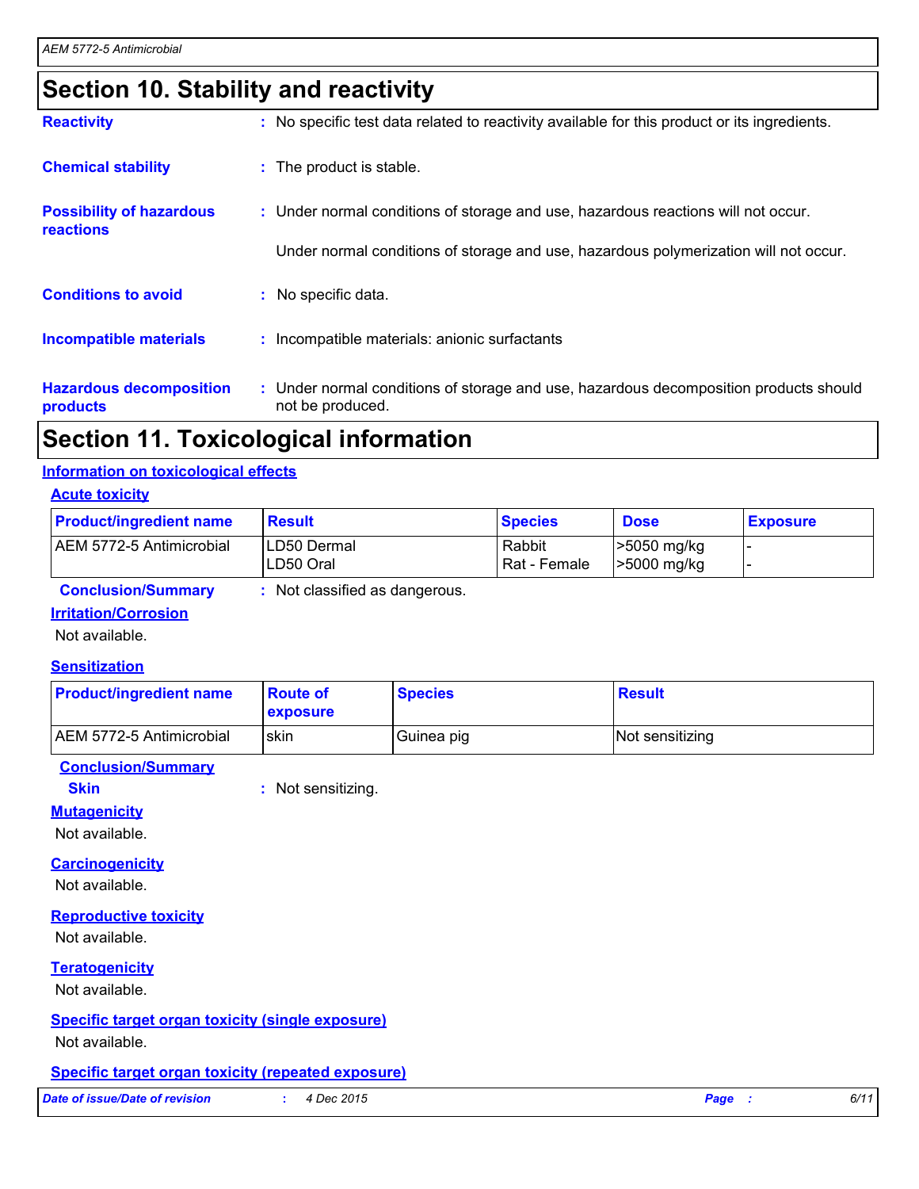# Section 10. Stability and reactivity

**Reactivity** : No specific test data related to reactivity available for this product or its ingredients.

**Chemical stability** : The product is stable.

**Possibility of hazardous reactions** : Under normal conditions of storage and use, hazardous reactions will not occur.

Under normal conditions of storage and use, hazardous polymerization will not occur.

**Conditions to avoid** : No specific data.

**Incompatible materials** : Incompatible materials: anionic surfactants

**Hazardous decomposition products** : Under normal conditions of storage and use, hazardous decomposition products should not be produced.

# Section 11. Toxicological information

## Information on toxicological effects

### Acute toxicity

| Product/ingredient name | Result | Species | Dose | Exposure |
|---|---|---|---|---|
| AEM 5772-5 Antimicrobial | LD50 Dermal | Rabbit | >5050 mg/kg | - |
| | LD50 Oral | Rat - Female | >5000 mg/kg | - |

**Conclusion/Summary** : Not classified as dangerous.

### Irritation/Corrosion

Not available.

### Sensitization

| Product/ingredient name | Route of exposure | Species | Result |
|---|---|---|---|
| AEM 5772-5 Antimicrobial | skin | Guinea pig | Not sensitizing |

**Conclusion/Summary**

**Skin** : Not sensitizing.

### Mutagenicity

Not available.

### Carcinogenicity

Not available.

### Reproductive toxicity

Not available.

### Teratogenicity

Not available.

### Specific target organ toxicity (single exposure)

Not available.

### Specific target organ toxicity (repeated exposure)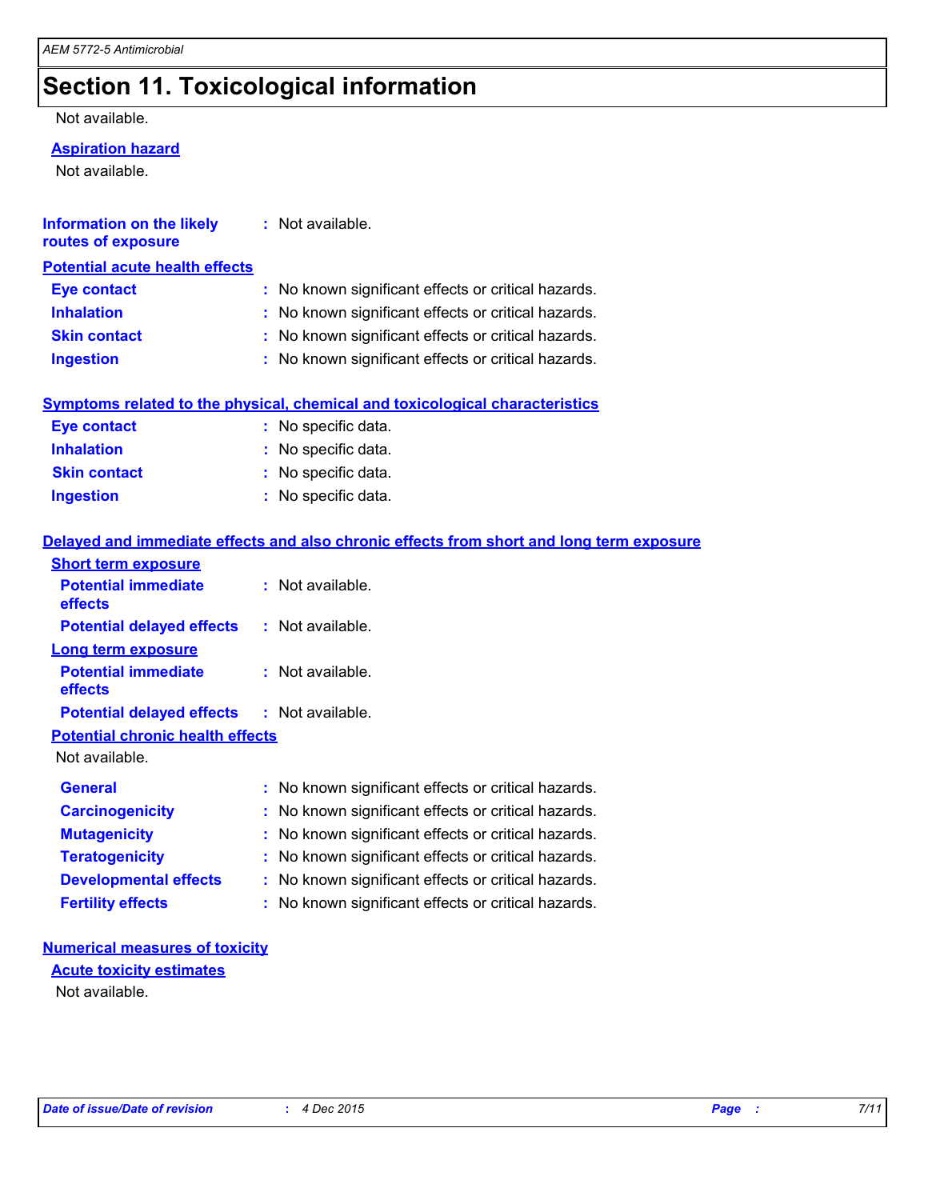## Section 11. Toxicological information

Not available.

**Aspiration hazard**

Not available.

**Information on the likely routes of exposure** : Not available.

**Potential acute health effects**

| | |
|---|---|
| **Eye contact** | : No known significant effects or critical hazards. |
| **Inhalation** | : No known significant effects or critical hazards. |
| **Skin contact** | : No known significant effects or critical hazards. |
| **Ingestion** | : No known significant effects or critical hazards. |

**Symptoms related to the physical, chemical and toxicological characteristics**

| | |
|---|---|
| **Eye contact** | : No specific data. |
| **Inhalation** | : No specific data. |
| **Skin contact** | : No specific data. |
| **Ingestion** | : No specific data. |

**Delayed and immediate effects and also chronic effects from short and long term exposure**

**Short term exposure**

| | |
|---|---|
| **Potential immediate effects** | : Not available. |
| **Potential delayed effects** | : Not available. |

**Long term exposure**

| | |
|---|---|
| **Potential immediate effects** | : Not available. |
| **Potential delayed effects** | : Not available. |

**Potential chronic health effects**

Not available.

| | |
|---|---|
| **General** | : No known significant effects or critical hazards. |
| **Carcinogenicity** | : No known significant effects or critical hazards. |
| **Mutagenicity** | : No known significant effects or critical hazards. |
| **Teratogenicity** | : No known significant effects or critical hazards. |
| **Developmental effects** | : No known significant effects or critical hazards. |
| **Fertility effects** | : No known significant effects or critical hazards. |

**Numerical measures of toxicity**

**Acute toxicity estimates**

Not available.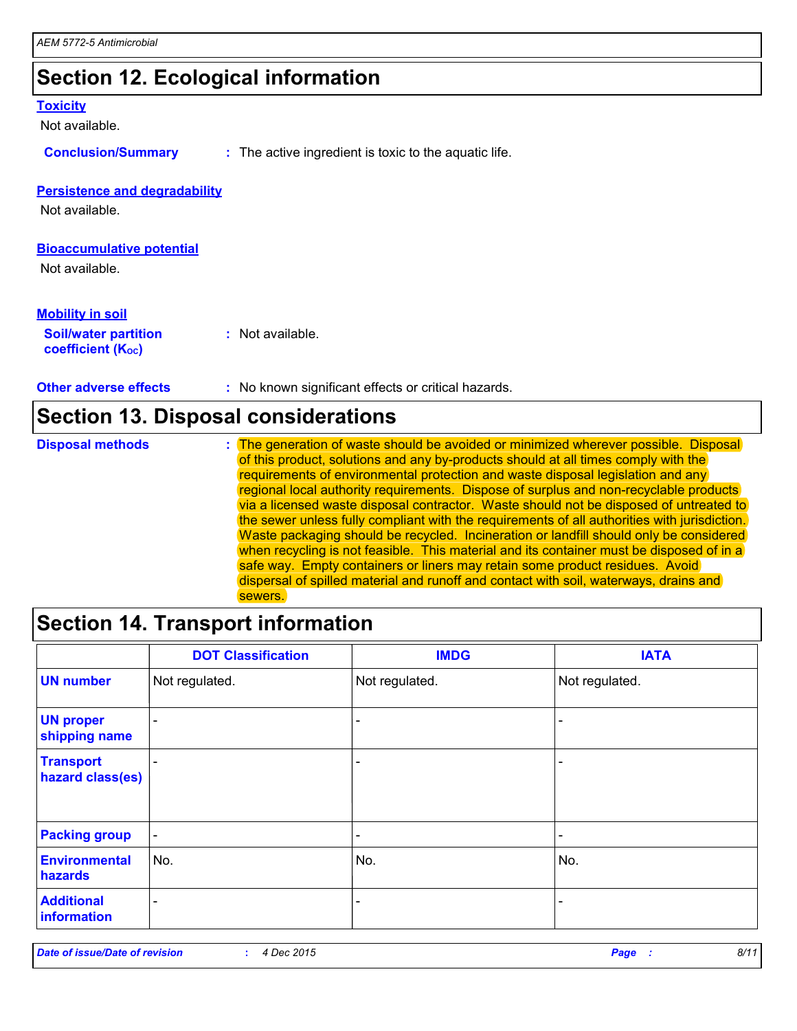## Section 12. Ecological information

### Toxicity

Not available.

**Conclusion/Summary** : The active ingredient is toxic to the aquatic life.

### Persistence and degradability

Not available.

### Bioaccumulative potential

Not available.

### Mobility in soil

**Soil/water partition coefficient ($K_{OC}$)** : Not available.

**Other adverse effects** : No known significant effects or critical hazards.

## Section 13. Disposal considerations

**Disposal methods** : The generation of waste should be avoided or minimized wherever possible. Disposal of this product, solutions and any by-products should at all times comply with the requirements of environmental protection and waste disposal legislation and any regional local authority requirements. Dispose of surplus and non-recyclable products via a licensed waste disposal contractor. Waste should not be disposed of untreated to the sewer unless fully compliant with the requirements of all authorities with jurisdiction. Waste packaging should be recycled. Incineration or landfill should only be considered when recycling is not feasible. This material and its container must be disposed of in a safe way. Empty containers or liners may retain some product residues. Avoid dispersal of spilled material and runoff and contact with soil, waterways, drains and sewers.

## Section 14. Transport information

| | DOT Classification | IMDG | IATA |
|---|---|---|---|
| UN number | Not regulated. | Not regulated. | Not regulated. |
| UN proper shipping name | - | - | - |
| Transport hazard class(es) | - | - | - |
| Packing group | - | - | - |
| Environmental hazards | No. | No. | No. |
| Additional information | - | - | - |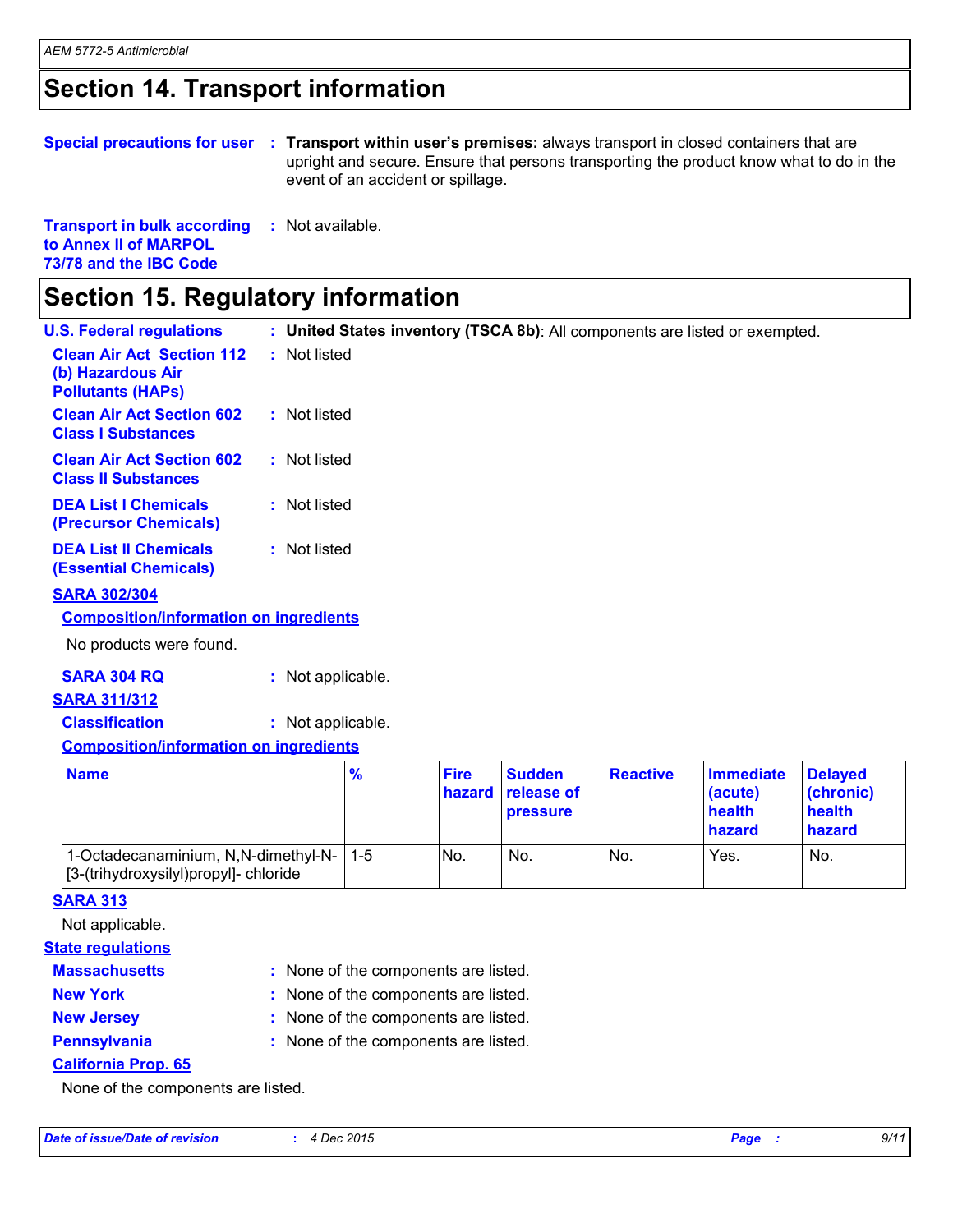# Section 14. Transport information

**Special precautions for user** : **Transport within user's premises:** always transport in closed containers that are upright and secure. Ensure that persons transporting the product know what to do in the event of an accident or spillage.

**Transport in bulk according to Annex II of MARPOL 73/78 and the IBC Code** : Not available.

# Section 15. Regulatory information

**U.S. Federal regulations** : **United States inventory (TSCA 8b)**: All components are listed or exempted.

**Clean Air Act Section 112 (b) Hazardous Air Pollutants (HAPs)** : Not listed

**Clean Air Act Section 602 Class I Substances** : Not listed

**Clean Air Act Section 602 Class II Substances** : Not listed

**DEA List I Chemicals (Precursor Chemicals)** : Not listed

**DEA List II Chemicals (Essential Chemicals)** : Not listed

**SARA 302/304**

**Composition/information on ingredients**

No products were found.

**SARA 304 RQ** : Not applicable.

**SARA 311/312**

**Classification** : Not applicable.

**Composition/information on ingredients**

| Name | % | Fire hazard | Sudden release of pressure | Reactive | Immediate (acute) health hazard | Delayed (chronic) health hazard |
|---|---|---|---|---|---|---|
| 1-Octadecanaminium, N,N-dimethyl-N-[3-(trihydroxysilyl)propyl]- chloride | 1-5 | No. | No. | No. | Yes. | No. |

**SARA 313**

Not applicable.

**State regulations**

**Massachusetts** : None of the components are listed.

**New York** : None of the components are listed.

**New Jersey** : None of the components are listed.

**Pennsylvania** : None of the components are listed.

**California Prop. 65**

None of the components are listed.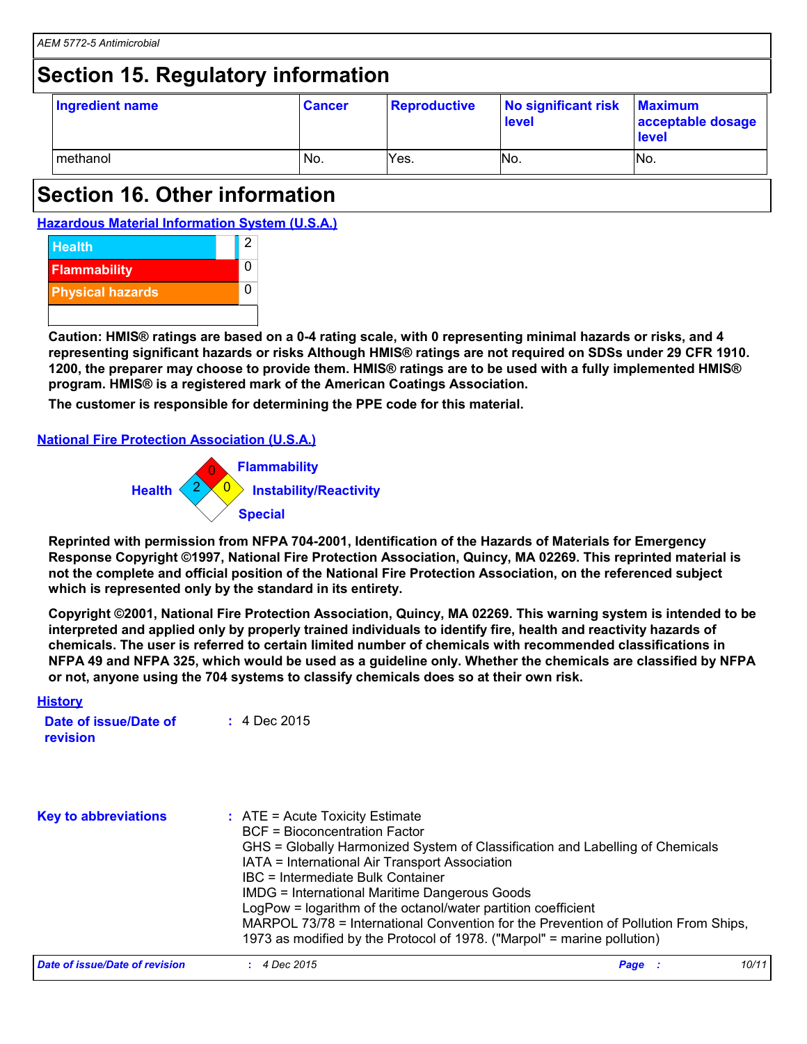## Section 15. Regulatory information

| Ingredient name | Cancer | Reproductive | No significant risk level | Maximum acceptable dosage level |
|---|---|---|---|---|
| methanol | No. | Yes. | No. | No. |

## Section 16. Other information

**Hazardous Material Information System (U.S.A.)**

| | |
|---|---|
| Health | 2 |
| Flammability | 0 |
| Physical hazards | 0 |

**Caution: HMIS® ratings are based on a 0-4 rating scale, with 0 representing minimal hazards or risks, and 4 representing significant hazards or risks Although HMIS® ratings are not required on SDSs under 29 CFR 1910. 1200, the preparer may choose to provide them. HMIS® ratings are to be used with a fully implemented HMIS® program. HMIS® is a registered mark of the American Coatings Association.**

**The customer is responsible for determining the PPE code for this material.**

**National Fire Protection Association (U.S.A.)**

Health: 2
Flammability: 0
Instability/Reactivity: 0
Special

**Reprinted with permission from NFPA 704-2001, Identification of the Hazards of Materials for Emergency Response Copyright ©1997, National Fire Protection Association, Quincy, MA 02269. This reprinted material is not the complete and official position of the National Fire Protection Association, on the referenced subject which is represented only by the standard in its entirety.**

**Copyright ©2001, National Fire Protection Association, Quincy, MA 02269. This warning system is intended to be interpreted and applied only by properly trained individuals to identify fire, health and reactivity hazards of chemicals. The user is referred to certain limited number of chemicals with recommended classifications in NFPA 49 and NFPA 325, which would be used as a guideline only. Whether the chemicals are classified by NFPA or not, anyone using the 704 systems to classify chemicals does so at their own risk.**

**History**

**Date of issue/Date of revision** : 4 Dec 2015

**Key to abbreviations** : ATE = Acute Toxicity Estimate
BCF = Bioconcentration Factor
GHS = Globally Harmonized System of Classification and Labelling of Chemicals
IATA = International Air Transport Association
IBC = Intermediate Bulk Container
IMDG = International Maritime Dangerous Goods
LogPow = logarithm of the octanol/water partition coefficient
MARPOL 73/78 = International Convention for the Prevention of Pollution From Ships, 1973 as modified by the Protocol of 1978. ("Marpol" = marine pollution)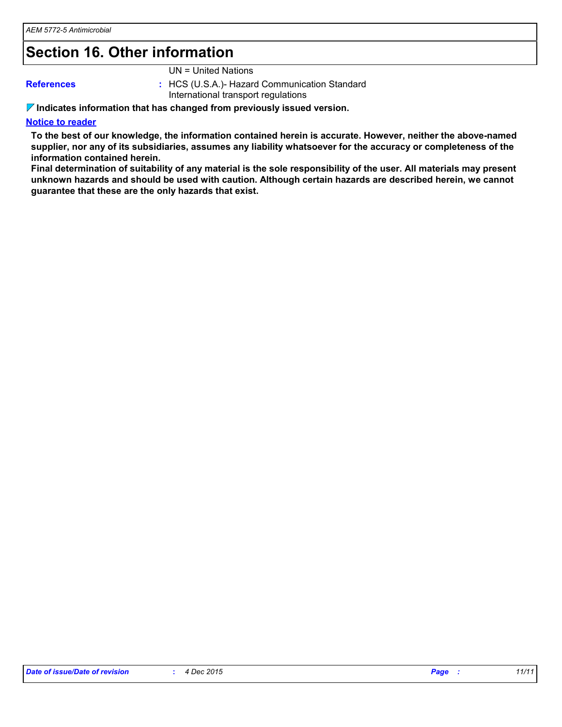## Section 16. Other information

UN = United Nations

**References** : HCS (U.S.A.)- Hazard Communication Standard
International transport regulations

**Indicates information that has changed from previously issued version.**

**Notice to reader**

**To the best of our knowledge, the information contained herein is accurate. However, neither the above-named supplier, nor any of its subsidiaries, assumes any liability whatsoever for the accuracy or completeness of the information contained herein.**
**Final determination of suitability of any material is the sole responsibility of the user. All materials may present unknown hazards and should be used with caution. Although certain hazards are described herein, we cannot guarantee that these are the only hazards that exist.**